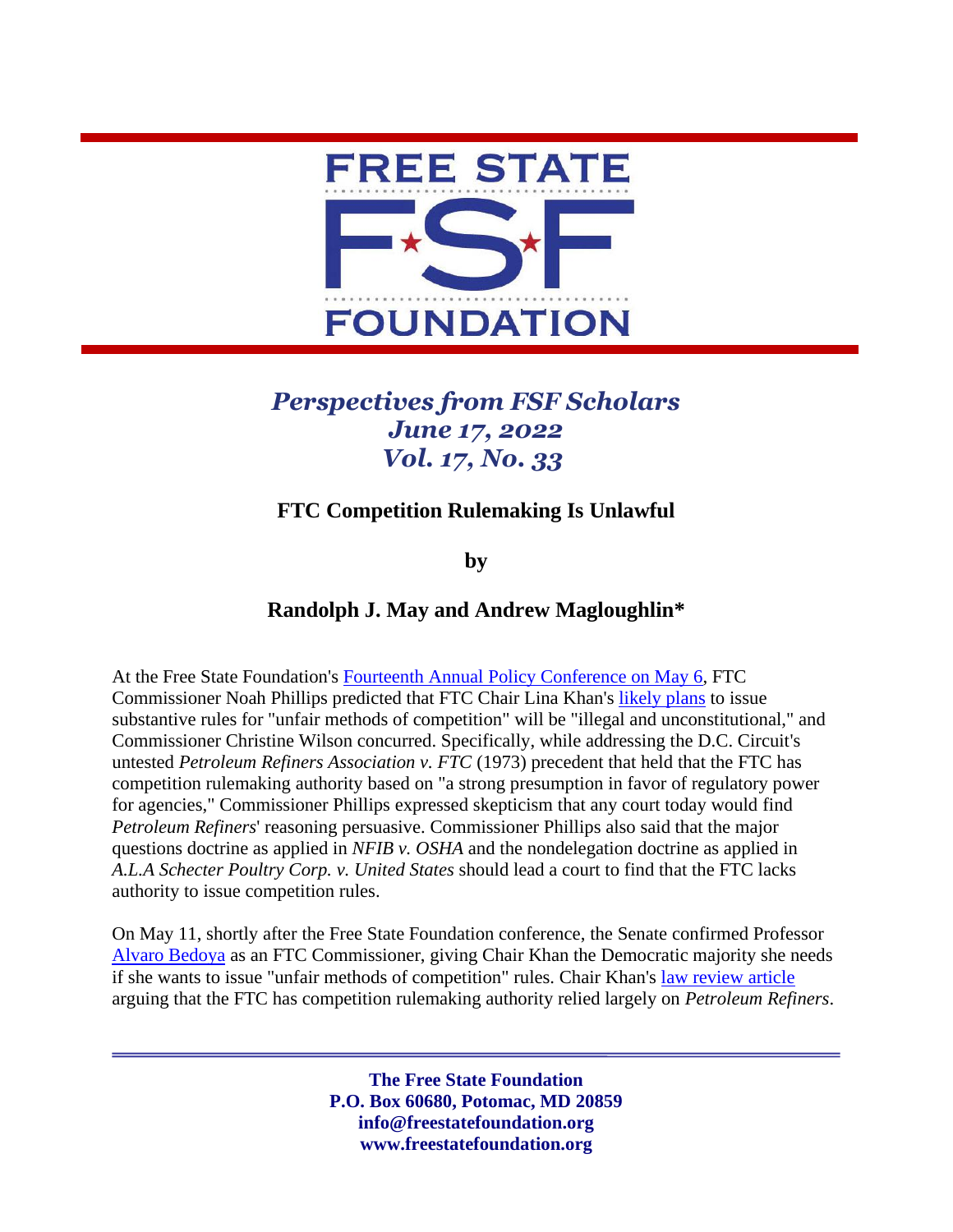# FREE STATE FSF FOUNDATION

*Perspectives from FSF Scholars*
*June 17, 2022*
*Vol. 17, No. 33*

## FTC Competition Rulemaking Is Unlawful

**by**

**Randolph J. May and Andrew Magloughlin***

At the Free State Foundation's Fourteenth Annual Policy Conference on May 6, FTC Commissioner Noah Phillips predicted that FTC Chair Lina Khan's likely plans to issue substantive rules for "unfair methods of competition" will be "illegal and unconstitutional," and Commissioner Christine Wilson concurred. Specifically, while addressing the D.C. Circuit's untested *Petroleum Refiners Association v. FTC* (1973) precedent that held that the FTC has competition rulemaking authority based on "a strong presumption in favor of regulatory power for agencies," Commissioner Phillips expressed skepticism that any court today would find *Petroleum Refiners*' reasoning persuasive. Commissioner Phillips also said that the major questions doctrine as applied in *NFIB v. OSHA* and the nondelegation doctrine as applied in *A.L.A Schecter Poultry Corp. v. United States* should lead a court to find that the FTC lacks authority to issue competition rules.

On May 11, shortly after the Free State Foundation conference, the Senate confirmed Professor Alvaro Bedoya as an FTC Commissioner, giving Chair Khan the Democratic majority she needs if she wants to issue "unfair methods of competition" rules. Chair Khan's law review article arguing that the FTC has competition rulemaking authority relied largely on *Petroleum Refiners*.

**The Free State Foundation**
**P.O. Box 60680, Potomac, MD 20859**
**info@freestatefoundation.org**
**www.freestatefoundation.org**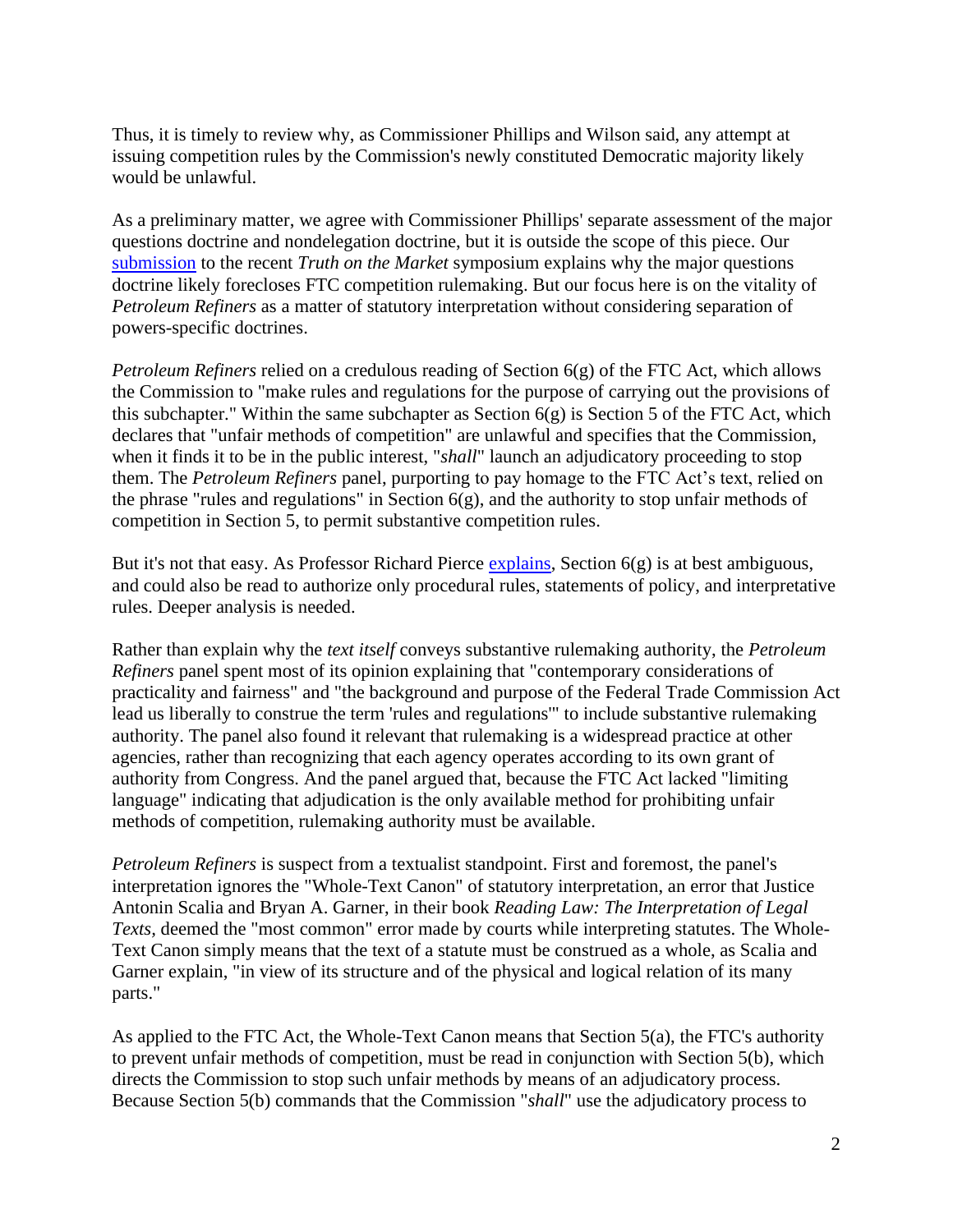Thus, it is timely to review why, as Commissioner Phillips and Wilson said, any attempt at issuing competition rules by the Commission's newly constituted Democratic majority likely would be unlawful.

As a preliminary matter, we agree with Commissioner Phillips' separate assessment of the major questions doctrine and nondelegation doctrine, but it is outside the scope of this piece. Our submission to the recent *Truth on the Market* symposium explains why the major questions doctrine likely forecloses FTC competition rulemaking. But our focus here is on the vitality of *Petroleum Refiners* as a matter of statutory interpretation without considering separation of powers-specific doctrines.

*Petroleum Refiners* relied on a credulous reading of Section 6(g) of the FTC Act, which allows the Commission to "make rules and regulations for the purpose of carrying out the provisions of this subchapter." Within the same subchapter as Section 6(g) is Section 5 of the FTC Act, which declares that "unfair methods of competition" are unlawful and specifies that the Commission, when it finds it to be in the public interest, "*shall*" launch an adjudicatory proceeding to stop them. The *Petroleum Refiners* panel, purporting to pay homage to the FTC Act's text, relied on the phrase "rules and regulations" in Section 6(g), and the authority to stop unfair methods of competition in Section 5, to permit substantive competition rules.

But it's not that easy. As Professor Richard Pierce explains, Section 6(g) is at best ambiguous, and could also be read to authorize only procedural rules, statements of policy, and interpretative rules. Deeper analysis is needed.

Rather than explain why the *text itself* conveys substantive rulemaking authority, the *Petroleum Refiners* panel spent most of its opinion explaining that "contemporary considerations of practicality and fairness" and "the background and purpose of the Federal Trade Commission Act lead us liberally to construe the term 'rules and regulations'" to include substantive rulemaking authority. The panel also found it relevant that rulemaking is a widespread practice at other agencies, rather than recognizing that each agency operates according to its own grant of authority from Congress. And the panel argued that, because the FTC Act lacked "limiting language" indicating that adjudication is the only available method for prohibiting unfair methods of competition, rulemaking authority must be available.

*Petroleum Refiners* is suspect from a textualist standpoint. First and foremost, the panel's interpretation ignores the "Whole-Text Canon" of statutory interpretation, an error that Justice Antonin Scalia and Bryan A. Garner, in their book *Reading Law: The Interpretation of Legal Texts*, deemed the "most common" error made by courts while interpreting statutes. The Whole-Text Canon simply means that the text of a statute must be construed as a whole, as Scalia and Garner explain, "in view of its structure and of the physical and logical relation of its many parts."

As applied to the FTC Act, the Whole-Text Canon means that Section 5(a), the FTC's authority to prevent unfair methods of competition, must be read in conjunction with Section 5(b), which directs the Commission to stop such unfair methods by means of an adjudicatory process. Because Section 5(b) commands that the Commission "*shall*" use the adjudicatory process to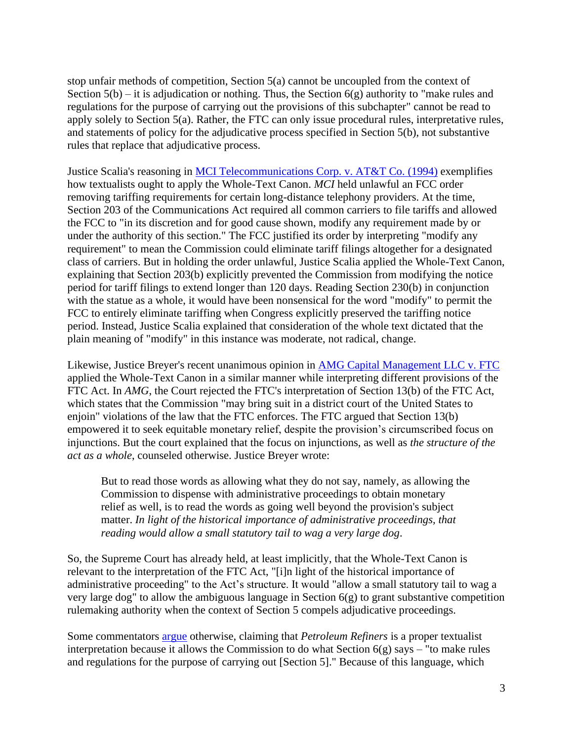stop unfair methods of competition, Section 5(a) cannot be uncoupled from the context of Section 5(b) – it is adjudication or nothing. Thus, the Section 6(g) authority to "make rules and regulations for the purpose of carrying out the provisions of this subchapter" cannot be read to apply solely to Section 5(a). Rather, the FTC can only issue procedural rules, interpretative rules, and statements of policy for the adjudicative process specified in Section 5(b), not substantive rules that replace that adjudicative process.

Justice Scalia's reasoning in [MCI Telecommunications Corp. v. AT&T Co. (1994)]() exemplifies how textualists ought to apply the Whole-Text Canon. *MCI* held unlawful an FCC order removing tariffing requirements for certain long-distance telephony providers. At the time, Section 203 of the Communications Act required all common carriers to file tariffs and allowed the FCC to "in its discretion and for good cause shown, modify any requirement made by or under the authority of this section." The FCC justified its order by interpreting "modify any requirement" to mean the Commission could eliminate tariff filings altogether for a designated class of carriers. But in holding the order unlawful, Justice Scalia applied the Whole-Text Canon, explaining that Section 203(b) explicitly prevented the Commission from modifying the notice period for tariff filings to extend longer than 120 days. Reading Section 230(b) in conjunction with the statue as a whole, it would have been nonsensical for the word "modify" to permit the FCC to entirely eliminate tariffing when Congress explicitly preserved the tariffing notice period. Instead, Justice Scalia explained that consideration of the whole text dictated that the plain meaning of "modify" in this instance was moderate, not radical, change.

Likewise, Justice Breyer's recent unanimous opinion in [AMG Capital Management LLC v. FTC]() applied the Whole-Text Canon in a similar manner while interpreting different provisions of the FTC Act. In *AMG*, the Court rejected the FTC's interpretation of Section 13(b) of the FTC Act, which states that the Commission "may bring suit in a district court of the United States to enjoin" violations of the law that the FTC enforces. The FTC argued that Section 13(b) empowered it to seek equitable monetary relief, despite the provision's circumscribed focus on injunctions. But the court explained that the focus on injunctions, as well as *the structure of the act as a whole*, counseled otherwise. Justice Breyer wrote:

> But to read those words as allowing what they do not say, namely, as allowing the Commission to dispense with administrative proceedings to obtain monetary relief as well, is to read the words as going well beyond the provision's subject matter. *In light of the historical importance of administrative proceedings, that reading would allow a small statutory tail to wag a very large dog*.

So, the Supreme Court has already held, at least implicitly, that the Whole-Text Canon is relevant to the interpretation of the FTC Act, "[i]n light of the historical importance of administrative proceeding" to the Act's structure. It would "allow a small statutory tail to wag a very large dog" to allow the ambiguous language in Section 6(g) to grant substantive competition rulemaking authority when the context of Section 5 compels adjudicative proceedings.

Some commentators [argue]() otherwise, claiming that *Petroleum Refiners* is a proper textualist interpretation because it allows the Commission to do what Section 6(g) says – "to make rules and regulations for the purpose of carrying out [Section 5]." Because of this language, which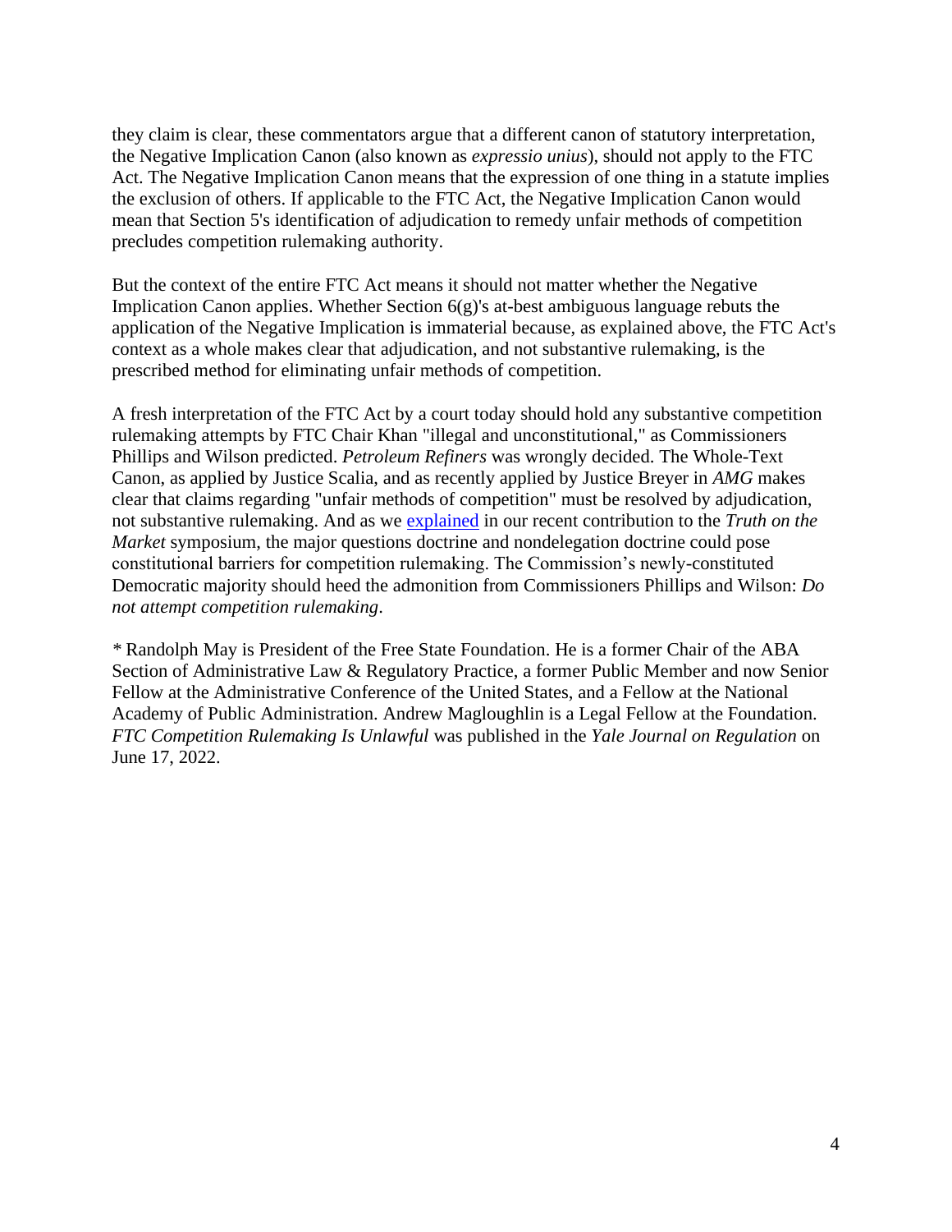they claim is clear, these commentators argue that a different canon of statutory interpretation, the Negative Implication Canon (also known as *expressio unius*), should not apply to the FTC Act. The Negative Implication Canon means that the expression of one thing in a statute implies the exclusion of others. If applicable to the FTC Act, the Negative Implication Canon would mean that Section 5's identification of adjudication to remedy unfair methods of competition precludes competition rulemaking authority.

But the context of the entire FTC Act means it should not matter whether the Negative Implication Canon applies. Whether Section 6(g)'s at-best ambiguous language rebuts the application of the Negative Implication is immaterial because, as explained above, the FTC Act's context as a whole makes clear that adjudication, and not substantive rulemaking, is the prescribed method for eliminating unfair methods of competition.

A fresh interpretation of the FTC Act by a court today should hold any substantive competition rulemaking attempts by FTC Chair Khan "illegal and unconstitutional," as Commissioners Phillips and Wilson predicted. *Petroleum Refiners* was wrongly decided. The Whole-Text Canon, as applied by Justice Scalia, and as recently applied by Justice Breyer in *AMG* makes clear that claims regarding "unfair methods of competition" must be resolved by adjudication, not substantive rulemaking. And as we explained in our recent contribution to the *Truth on the Market* symposium, the major questions doctrine and nondelegation doctrine could pose constitutional barriers for competition rulemaking. The Commission's newly-constituted Democratic majority should heed the admonition from Commissioners Phillips and Wilson: *Do not attempt competition rulemaking*.

*\* Randolph May is President of the Free State Foundation. He is a former Chair of the ABA Section of Administrative Law & Regulatory Practice, a former Public Member and now Senior Fellow at the Administrative Conference of the United States, and a Fellow at the National Academy of Public Administration. Andrew Magloughlin is a Legal Fellow at the Foundation. *FTC Competition Rulemaking Is Unlawful* was published in the *Yale Journal on Regulation* on June 17, 2022.